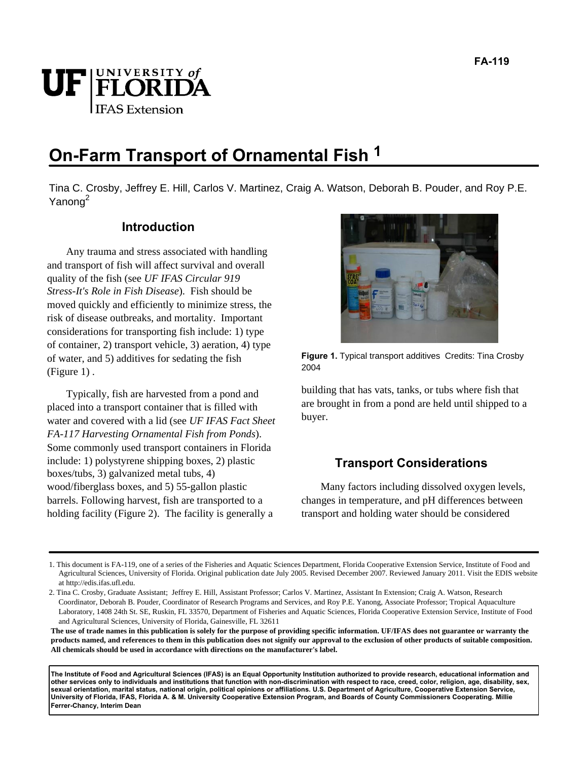FA-119

# On-Farm Transport of Ornamental Fish [1]

Tina C. Crosby, Jeffrey E. Hill, Carlos V. Martinez, Craig A. Watson, Deborah B. Pouder, and Roy P.E. Yanong[2]

## Introduction

Any trauma and stress associated with handling and transport of fish will affect survival and overall quality of the fish (see *UF IFAS Circular 919 Stress-It's Role in Fish Disease*). Fish should be moved quickly and efficiently to minimize stress, the risk of disease outbreaks, and mortality. Important considerations for transporting fish include: 1) type of container, 2) transport vehicle, 3) aeration, 4) type of water, and 5) additives for sedating the fish (Figure 1) .

**Figure 1.** Typical transport additives Credits: Tina Crosby 2004

Typically, fish are harvested from a pond and placed into a transport container that is filled with water and covered with a lid (see *UF IFAS Fact Sheet FA-117 Harvesting Ornamental Fish from Ponds*). Some commonly used transport containers in Florida include: 1) polystyrene shipping boxes, 2) plastic boxes/tubs, 3) galvanized metal tubs, 4) wood/fiberglass boxes, and 5) 55-gallon plastic barrels. Following harvest, fish are transported to a holding facility (Figure 2). The facility is generally a building that has vats, tanks, or tubs where fish that are brought in from a pond are held until shipped to a buyer.

## Transport Considerations

Many factors including dissolved oxygen levels, changes in temperature, and pH differences between transport and holding water should be considered

1. This document is FA-119, one of a series of the Fisheries and Aquatic Sciences Department, Florida Cooperative Extension Service, Institute of Food and Agricultural Sciences, University of Florida. Original publication date July 2005. Revised December 2007. Reviewed January 2011. Visit the EDIS website at http://edis.ifas.ufl.edu.

2. Tina C. Crosby, Graduate Assistant; Jeffrey E. Hill, Assistant Professor; Carlos V. Martinez, Assistant In Extension; Craig A. Watson, Research Coordinator, Deborah B. Pouder, Coordinator of Research Programs and Services, and Roy P.E. Yanong, Associate Professor; Tropical Aquaculture Laboratory, 1408 24th St. SE, Ruskin, FL 33570, Department of Fisheries and Aquatic Sciences, Florida Cooperative Extension Service, Institute of Food and Agricultural Sciences, University of Florida, Gainesville, FL 32611

**The use of trade names in this publication is solely for the purpose of providing specific information. UF/IFAS does not guarantee or warranty the products named, and references to them in this publication does not signify our approval to the exclusion of other products of suitable composition. All chemicals should be used in accordance with directions on the manufacturer's label.**

**The Institute of Food and Agricultural Sciences (IFAS) is an Equal Opportunity Institution authorized to provide research, educational information and other services only to individuals and institutions that function with non-discrimination with respect to race, creed, color, religion, age, disability, sex, sexual orientation, marital status, national origin, political opinions or affiliations. U.S. Department of Agriculture, Cooperative Extension Service, University of Florida, IFAS, Florida A. & M. University Cooperative Extension Program, and Boards of County Commissioners Cooperating. Millie Ferrer-Chancy, Interim Dean**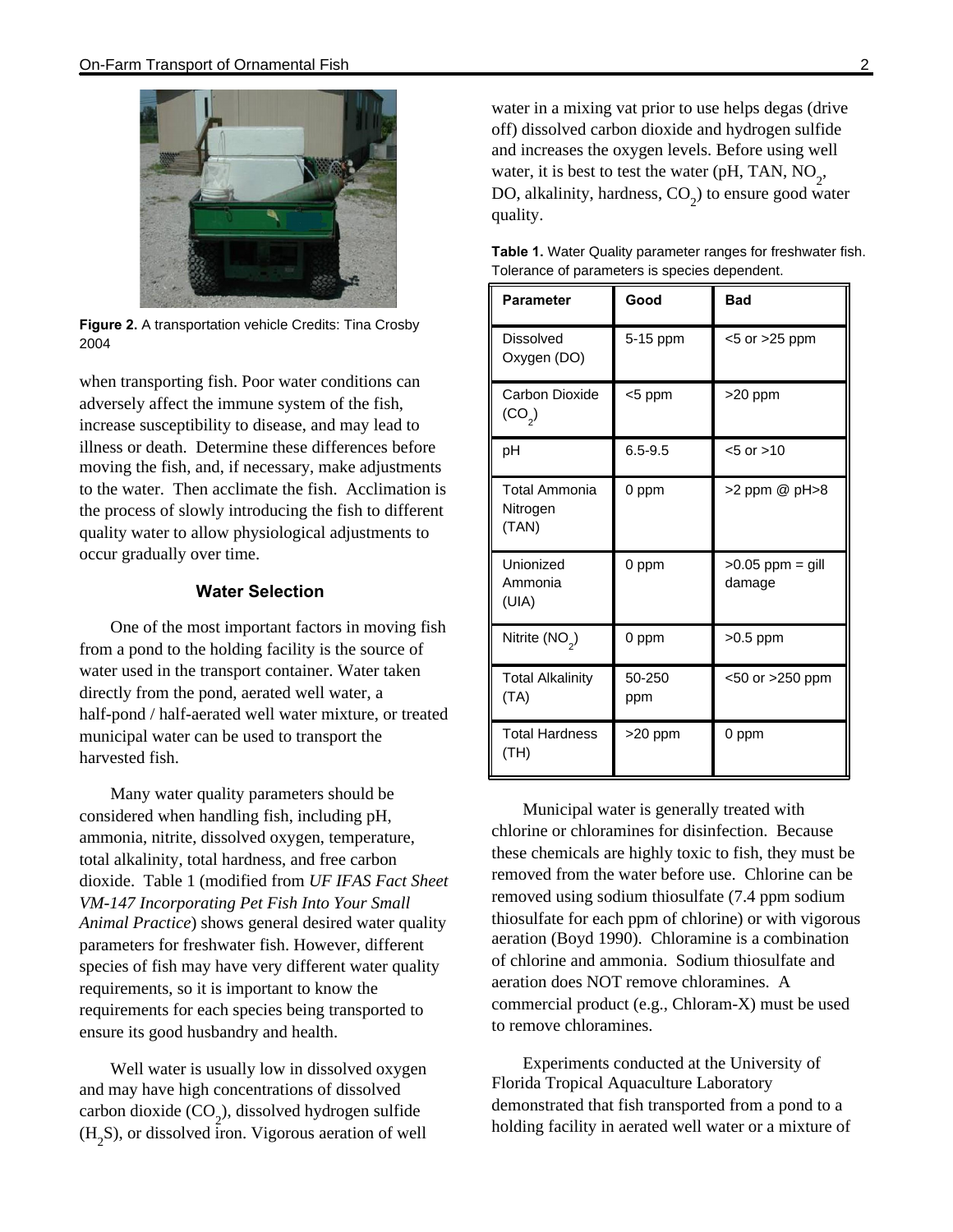**Figure 2.** A transportation vehicle Credits: Tina Crosby 2004

when transporting fish. Poor water conditions can adversely affect the immune system of the fish, increase susceptibility to disease, and may lead to illness or death. Determine these differences before moving the fish, and, if necessary, make adjustments to the water. Then acclimate the fish. Acclimation is the process of slowly introducing the fish to different quality water to allow physiological adjustments to occur gradually over time.

### Water Selection

One of the most important factors in moving fish from a pond to the holding facility is the source of water used in the transport container. Water taken directly from the pond, aerated well water, a half-pond / half-aerated well water mixture, or treated municipal water can be used to transport the harvested fish.

Many water quality parameters should be considered when handling fish, including pH, ammonia, nitrite, dissolved oxygen, temperature, total alkalinity, total hardness, and free carbon dioxide. Table 1 (modified from *UF IFAS Fact Sheet VM-147 Incorporating Pet Fish Into Your Small Animal Practice*) shows general desired water quality parameters for freshwater fish. However, different species of fish may have very different water quality requirements, so it is important to know the requirements for each species being transported to ensure its good husbandry and health.

Well water is usually low in dissolved oxygen and may have high concentrations of dissolved carbon dioxide ($CO_2$), dissolved hydrogen sulfide ($H_2S$), or dissolved iron. Vigorous aeration of well water in a mixing vat prior to use helps degas (drive off) dissolved carbon dioxide and hydrogen sulfide and increases the oxygen levels. Before using well water, it is best to test the water (pH, TAN, $NO_2$, DO, alkalinity, hardness, $CO_2$) to ensure good water quality.

**Table 1.** Water Quality parameter ranges for freshwater fish. Tolerance of parameters is species dependent.

| Parameter | Good | Bad |
|---|---|---|
| Dissolved Oxygen (DO) | 5-15 ppm | <5 or >25 ppm |
| Carbon Dioxide ($CO_2$) | <5 ppm | >20 ppm |
| pH | 6.5-9.5 | <5 or >10 |
| Total Ammonia Nitrogen (TAN) | 0 ppm | >2 ppm @ pH>8 |
| Unionized Ammonia (UIA) | 0 ppm | >0.05 ppm = gill damage |
| Nitrite ($NO_2$) | 0 ppm | >0.5 ppm |
| Total Alkalinity (TA) | 50-250 ppm | <50 or >250 ppm |
| Total Hardness (TH) | >20 ppm | 0 ppm |

Municipal water is generally treated with chlorine or chloramines for disinfection. Because these chemicals are highly toxic to fish, they must be removed from the water before use. Chlorine can be removed using sodium thiosulfate (7.4 ppm sodium thiosulfate for each ppm of chlorine) or with vigorous aeration (Boyd 1990). Chloramine is a combination of chlorine and ammonia. Sodium thiosulfate and aeration does NOT remove chloramines. A commercial product (e.g., Chloram-X) must be used to remove chloramines.

Experiments conducted at the University of Florida Tropical Aquaculture Laboratory demonstrated that fish transported from a pond to a holding facility in aerated well water or a mixture of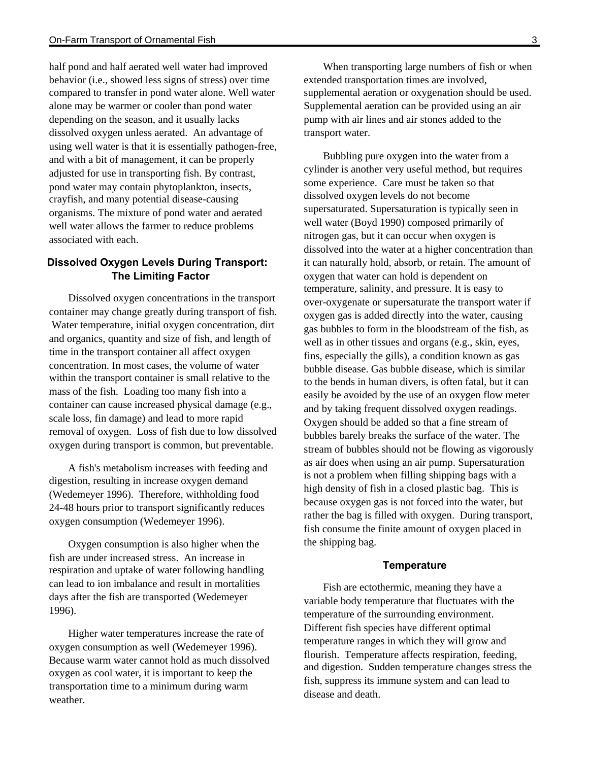half pond and half aerated well water had improved behavior (i.e., showed less signs of stress) over time compared to transfer in pond water alone. Well water alone may be warmer or cooler than pond water depending on the season, and it usually lacks dissolved oxygen unless aerated. An advantage of using well water is that it is essentially pathogen-free, and with a bit of management, it can be properly adjusted for use in transporting fish. By contrast, pond water may contain phytoplankton, insects, crayfish, and many potential disease-causing organisms. The mixture of pond water and aerated well water allows the farmer to reduce problems associated with each.

## Dissolved Oxygen Levels During Transport: The Limiting Factor

Dissolved oxygen concentrations in the transport container may change greatly during transport of fish. Water temperature, initial oxygen concentration, dirt and organics, quantity and size of fish, and length of time in the transport container all affect oxygen concentration. In most cases, the volume of water within the transport container is small relative to the mass of the fish. Loading too many fish into a container can cause increased physical damage (e.g., scale loss, fin damage) and lead to more rapid removal of oxygen. Loss of fish due to low dissolved oxygen during transport is common, but preventable.

A fish's metabolism increases with feeding and digestion, resulting in increase oxygen demand (Wedemeyer 1996). Therefore, withholding food 24-48 hours prior to transport significantly reduces oxygen consumption (Wedemeyer 1996).

Oxygen consumption is also higher when the fish are under increased stress. An increase in respiration and uptake of water following handling can lead to ion imbalance and result in mortalities days after the fish are transported (Wedemeyer 1996).

Higher water temperatures increase the rate of oxygen consumption as well (Wedemeyer 1996). Because warm water cannot hold as much dissolved oxygen as cool water, it is important to keep the transportation time to a minimum during warm weather.

When transporting large numbers of fish or when extended transportation times are involved, supplemental aeration or oxygenation should be used. Supplemental aeration can be provided using an air pump with air lines and air stones added to the transport water.

Bubbling pure oxygen into the water from a cylinder is another very useful method, but requires some experience. Care must be taken so that dissolved oxygen levels do not become supersaturated. Supersaturation is typically seen in well water (Boyd 1990) composed primarily of nitrogen gas, but it can occur when oxygen is dissolved into the water at a higher concentration than it can naturally hold, absorb, or retain. The amount of oxygen that water can hold is dependent on temperature, salinity, and pressure. It is easy to over-oxygenate or supersaturate the transport water if oxygen gas is added directly into the water, causing gas bubbles to form in the bloodstream of the fish, as well as in other tissues and organs (e.g., skin, eyes, fins, especially the gills), a condition known as gas bubble disease. Gas bubble disease, which is similar to the bends in human divers, is often fatal, but it can easily be avoided by the use of an oxygen flow meter and by taking frequent dissolved oxygen readings. Oxygen should be added so that a fine stream of bubbles barely breaks the surface of the water. The stream of bubbles should not be flowing as vigorously as air does when using an air pump. Supersaturation is not a problem when filling shipping bags with a high density of fish in a closed plastic bag. This is because oxygen gas is not forced into the water, but rather the bag is filled with oxygen. During transport, fish consume the finite amount of oxygen placed in the shipping bag.

### Temperature

Fish are ectothermic, meaning they have a variable body temperature that fluctuates with the temperature of the surrounding environment. Different fish species have different optimal temperature ranges in which they will grow and flourish. Temperature affects respiration, feeding, and digestion. Sudden temperature changes stress the fish, suppress its immune system and can lead to disease and death.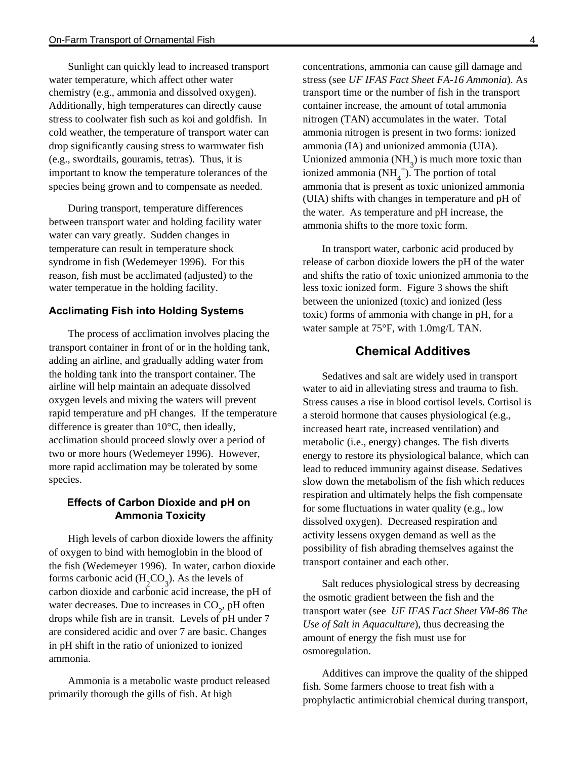Sunlight can quickly lead to increased transport water temperature, which affect other water chemistry (e.g., ammonia and dissolved oxygen). Additionally, high temperatures can directly cause stress to coolwater fish such as koi and goldfish. In cold weather, the temperature of transport water can drop significantly causing stress to warmwater fish (e.g., swordtails, gouramis, tetras). Thus, it is important to know the temperature tolerances of the species being grown and to compensate as needed.

During transport, temperature differences between transport water and holding facility water water can vary greatly. Sudden changes in temperature can result in temperature shock syndrome in fish (Wedemeyer 1996). For this reason, fish must be acclimated (adjusted) to the water temperatue in the holding facility.

### Acclimating Fish into Holding Systems

The process of acclimation involves placing the transport container in front of or in the holding tank, adding an airline, and gradually adding water from the holding tank into the transport container. The airline will help maintain an adequate dissolved oxygen levels and mixing the waters will prevent rapid temperature and pH changes. If the temperature difference is greater than 10°C, then ideally, acclimation should proceed slowly over a period of two or more hours (Wedemeyer 1996). However, more rapid acclimation may be tolerated by some species.

### Effects of Carbon Dioxide and pH on Ammonia Toxicity

High levels of carbon dioxide lowers the affinity of oxygen to bind with hemoglobin in the blood of the fish (Wedemeyer 1996). In water, carbon dioxide forms carbonic acid ($H_2CO_3$). As the levels of carbon dioxide and carbonic acid increase, the pH of water decreases. Due to increases in $CO_2$, pH often drops while fish are in transit. Levels of pH under 7 are considered acidic and over 7 are basic. Changes in pH shift in the ratio of unionized to ionized ammonia.

Ammonia is a metabolic waste product released primarily thorough the gills of fish. At high concentrations, ammonia can cause gill damage and stress (see *UF IFAS Fact Sheet FA-16 Ammonia*). As transport time or the number of fish in the transport container increase, the amount of total ammonia nitrogen (TAN) accumulates in the water. Total ammonia nitrogen is present in two forms: ionized ammonia (IA) and unionized ammonia (UIA). Unionized ammonia ($NH_3$) is much more toxic than ionized ammonia ($NH_4^+$). The portion of total ammonia that is present as toxic unionized ammonia (UIA) shifts with changes in temperature and pH of the water. As temperature and pH increase, the ammonia shifts to the more toxic form.

In transport water, carbonic acid produced by release of carbon dioxide lowers the pH of the water and shifts the ratio of toxic unionized ammonia to the less toxic ionized form. Figure 3 shows the shift between the unionized (toxic) and ionized (less toxic) forms of ammonia with change in pH, for a water sample at 75°F, with 1.0mg/L TAN.

## Chemical Additives

Sedatives and salt are widely used in transport water to aid in alleviating stress and trauma to fish. Stress causes a rise in blood cortisol levels. Cortisol is a steroid hormone that causes physiological (e.g., increased heart rate, increased ventilation) and metabolic (i.e., energy) changes. The fish diverts energy to restore its physiological balance, which can lead to reduced immunity against disease. Sedatives slow down the metabolism of the fish which reduces respiration and ultimately helps the fish compensate for some fluctuations in water quality (e.g., low dissolved oxygen). Decreased respiration and activity lessens oxygen demand as well as the possibility of fish abrading themselves against the transport container and each other.

Salt reduces physiological stress by decreasing the osmotic gradient between the fish and the transport water (see *UF IFAS Fact Sheet VM-86 The Use of Salt in Aquaculture*), thus decreasing the amount of energy the fish must use for osmoregulation.

Additives can improve the quality of the shipped fish. Some farmers choose to treat fish with a prophylactic antimicrobial chemical during transport,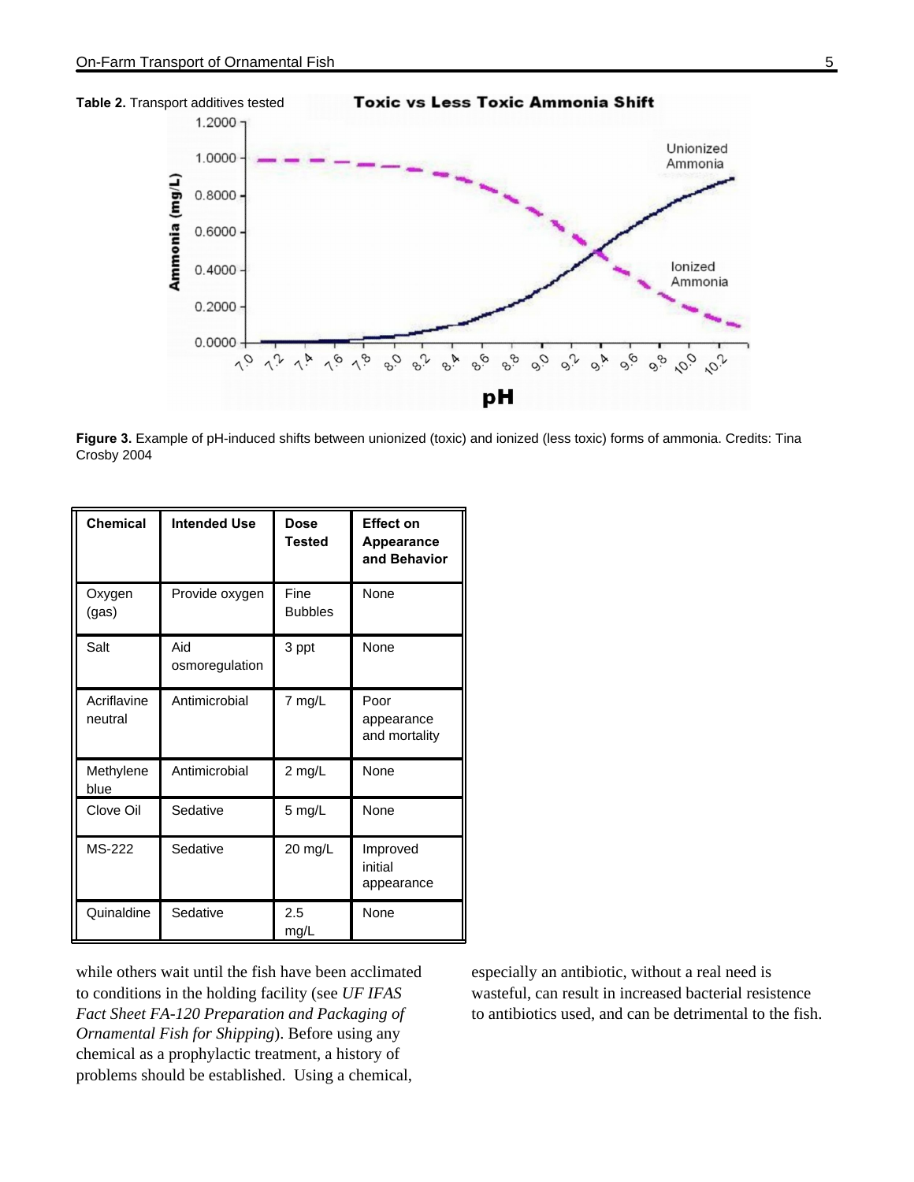**Table 2.** Transport additives tested

| Chemical | Intended Use | Dose Tested | Effect on Appearance and Behavior |
|---|---|---|---|
| Oxygen (gas) | Provide oxygen | Fine Bubbles | None |
| Salt | Aid osmoregulation | 3 ppt | None |
| Acriflavine neutral | Antimicrobial | 7 mg/L | Poor appearance and mortality |
| Methylene blue | Antimicrobial | 2 mg/L | None |
| Clove Oil | Sedative | 5 mg/L | None |
| MS-222 | Sedative | 20 mg/L | Improved initial appearance |
| Quinaldine | Sedative | 2.5 mg/L | None |

**Figure 3.** Example of pH-induced shifts between unionized (toxic) and ionized (less toxic) forms of ammonia. Credits: Tina Crosby 2004

while others wait until the fish have been acclimated to conditions in the holding facility (see *UF IFAS Fact Sheet FA-120 Preparation and Packaging of Ornamental Fish for Shipping*). Before using any chemical as a prophylactic treatment, a history of problems should be established. Using a chemical, especially an antibiotic, without a real need is wasteful, can result in increased bacterial resistence to antibiotics used, and can be detrimental to the fish.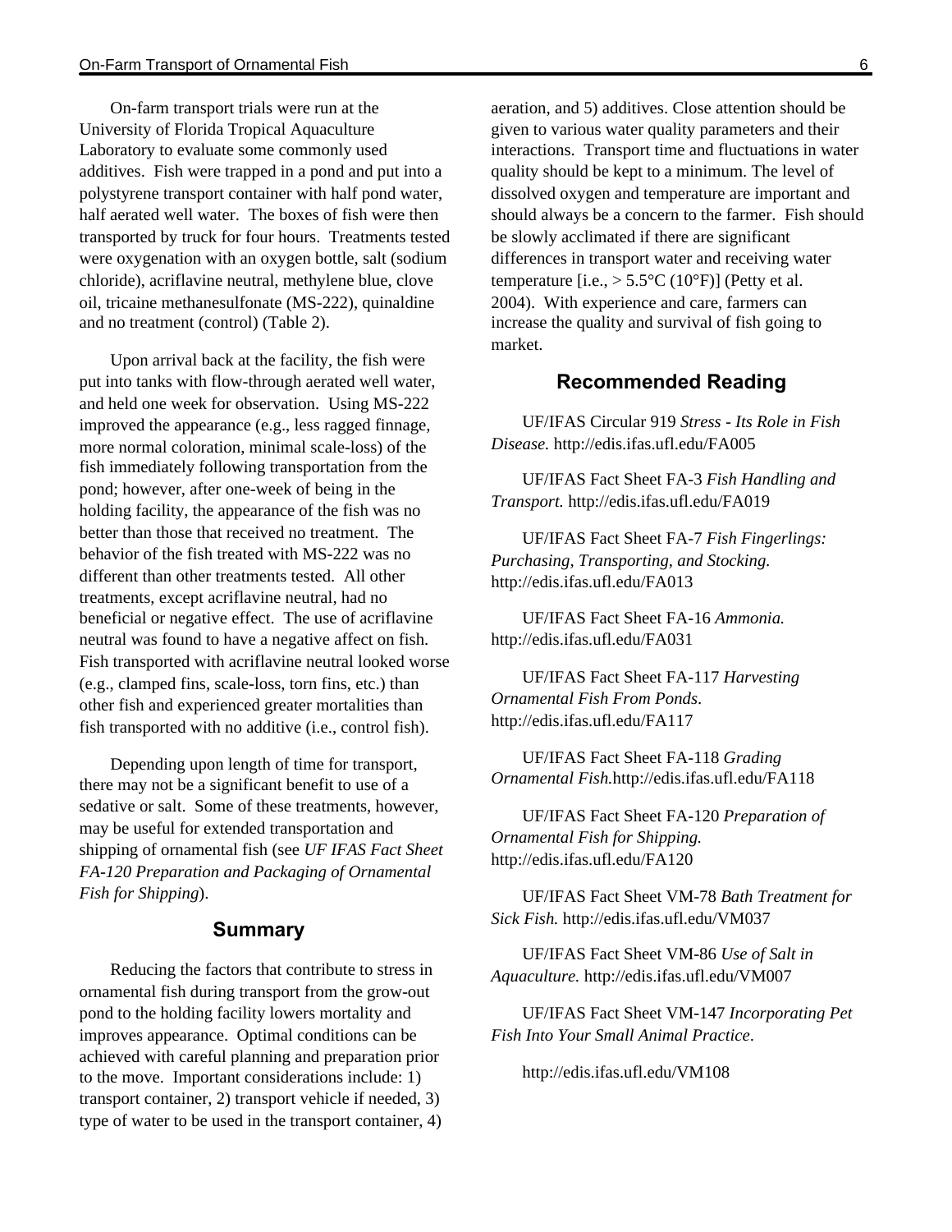On-farm transport trials were run at the University of Florida Tropical Aquaculture Laboratory to evaluate some commonly used additives. Fish were trapped in a pond and put into a polystyrene transport container with half pond water, half aerated well water. The boxes of fish were then transported by truck for four hours. Treatments tested were oxygenation with an oxygen bottle, salt (sodium chloride), acriflavine neutral, methylene blue, clove oil, tricaine methanesulfonate (MS-222), quinaldine and no treatment (control) (Table 2).

Upon arrival back at the facility, the fish were put into tanks with flow-through aerated well water, and held one week for observation. Using MS-222 improved the appearance (e.g., less ragged finnage, more normal coloration, minimal scale-loss) of the fish immediately following transportation from the pond; however, after one-week of being in the holding facility, the appearance of the fish was no better than those that received no treatment. The behavior of the fish treated with MS-222 was no different than other treatments tested. All other treatments, except acriflavine neutral, had no beneficial or negative effect. The use of acriflavine neutral was found to have a negative affect on fish. Fish transported with acriflavine neutral looked worse (e.g., clamped fins, scale-loss, torn fins, etc.) than other fish and experienced greater mortalities than fish transported with no additive (i.e., control fish).

Depending upon length of time for transport, there may not be a significant benefit to use of a sedative or salt. Some of these treatments, however, may be useful for extended transportation and shipping of ornamental fish (see *UF IFAS Fact Sheet FA-120 Preparation and Packaging of Ornamental Fish for Shipping*).

## Summary

Reducing the factors that contribute to stress in ornamental fish during transport from the grow-out pond to the holding facility lowers mortality and improves appearance. Optimal conditions can be achieved with careful planning and preparation prior to the move. Important considerations include: 1) transport container, 2) transport vehicle if needed, 3) type of water to be used in the transport container, 4) aeration, and 5) additives. Close attention should be given to various water quality parameters and their interactions. Transport time and fluctuations in water quality should be kept to a minimum. The level of dissolved oxygen and temperature are important and should always be a concern to the farmer. Fish should be slowly acclimated if there are significant differences in transport water and receiving water temperature [i.e., > 5.5°C (10°F)] (Petty et al. 2004). With experience and care, farmers can increase the quality and survival of fish going to market.

## Recommended Reading

UF/IFAS Circular 919 *Stress - Its Role in Fish Disease.* http://edis.ifas.ufl.edu/FA005

UF/IFAS Fact Sheet FA-3 *Fish Handling and Transport.* http://edis.ifas.ufl.edu/FA019

UF/IFAS Fact Sheet FA-7 *Fish Fingerlings: Purchasing, Transporting, and Stocking.* http://edis.ifas.ufl.edu/FA013

UF/IFAS Fact Sheet FA-16 *Ammonia.* http://edis.ifas.ufl.edu/FA031

UF/IFAS Fact Sheet FA-117 *Harvesting Ornamental Fish From Ponds*. http://edis.ifas.ufl.edu/FA117

UF/IFAS Fact Sheet FA-118 *Grading Ornamental Fish.*http://edis.ifas.ufl.edu/FA118

UF/IFAS Fact Sheet FA-120 *Preparation of Ornamental Fish for Shipping.* http://edis.ifas.ufl.edu/FA120

UF/IFAS Fact Sheet VM-78 *Bath Treatment for Sick Fish.* http://edis.ifas.ufl.edu/VM037

UF/IFAS Fact Sheet VM-86 *Use of Salt in Aquaculture.* http://edis.ifas.ufl.edu/VM007

UF/IFAS Fact Sheet VM-147 *Incorporating Pet Fish Into Your Small Animal Practice*.

http://edis.ifas.ufl.edu/VM108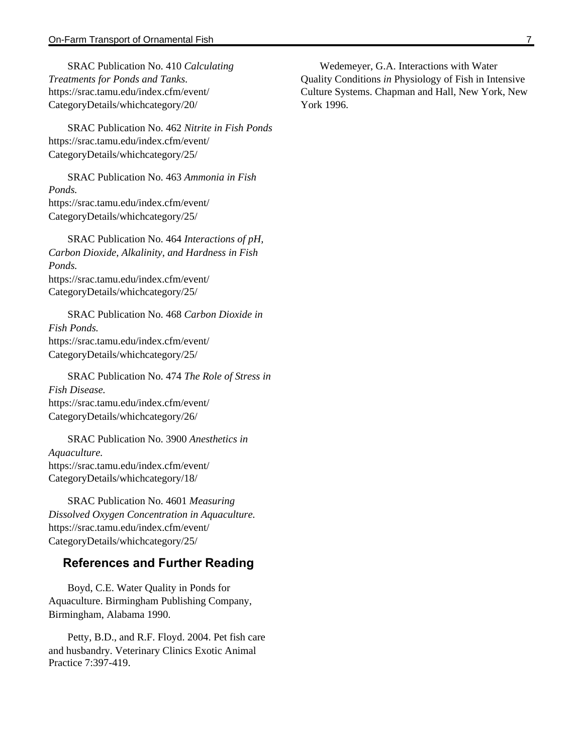SRAC Publication No. 410 *Calculating Treatments for Ponds and Tanks.* https://srac.tamu.edu/index.cfm/event/CategoryDetails/whichcategory/20/

SRAC Publication No. 462 *Nitrite in Fish Ponds* https://srac.tamu.edu/index.cfm/event/CategoryDetails/whichcategory/25/

SRAC Publication No. 463 *Ammonia in Fish Ponds.* https://srac.tamu.edu/index.cfm/event/CategoryDetails/whichcategory/25/

SRAC Publication No. 464 *Interactions of pH, Carbon Dioxide, Alkalinity, and Hardness in Fish Ponds.* https://srac.tamu.edu/index.cfm/event/CategoryDetails/whichcategory/25/

SRAC Publication No. 468 *Carbon Dioxide in Fish Ponds.* https://srac.tamu.edu/index.cfm/event/CategoryDetails/whichcategory/25/

SRAC Publication No. 474 *The Role of Stress in Fish Disease.* https://srac.tamu.edu/index.cfm/event/CategoryDetails/whichcategory/26/

SRAC Publication No. 3900 *Anesthetics in Aquaculture.* https://srac.tamu.edu/index.cfm/event/CategoryDetails/whichcategory/18/

SRAC Publication No. 4601 *Measuring Dissolved Oxygen Concentration in Aquaculture.* https://srac.tamu.edu/index.cfm/event/CategoryDetails/whichcategory/25/

## References and Further Reading

Boyd, C.E. Water Quality in Ponds for Aquaculture. Birmingham Publishing Company, Birmingham, Alabama 1990.

Petty, B.D., and R.F. Floyd. 2004. Pet fish care and husbandry. Veterinary Clinics Exotic Animal Practice 7:397-419.

Wedemeyer, G.A. Interactions with Water Quality Conditions *in* Physiology of Fish in Intensive Culture Systems. Chapman and Hall, New York, New York 1996.